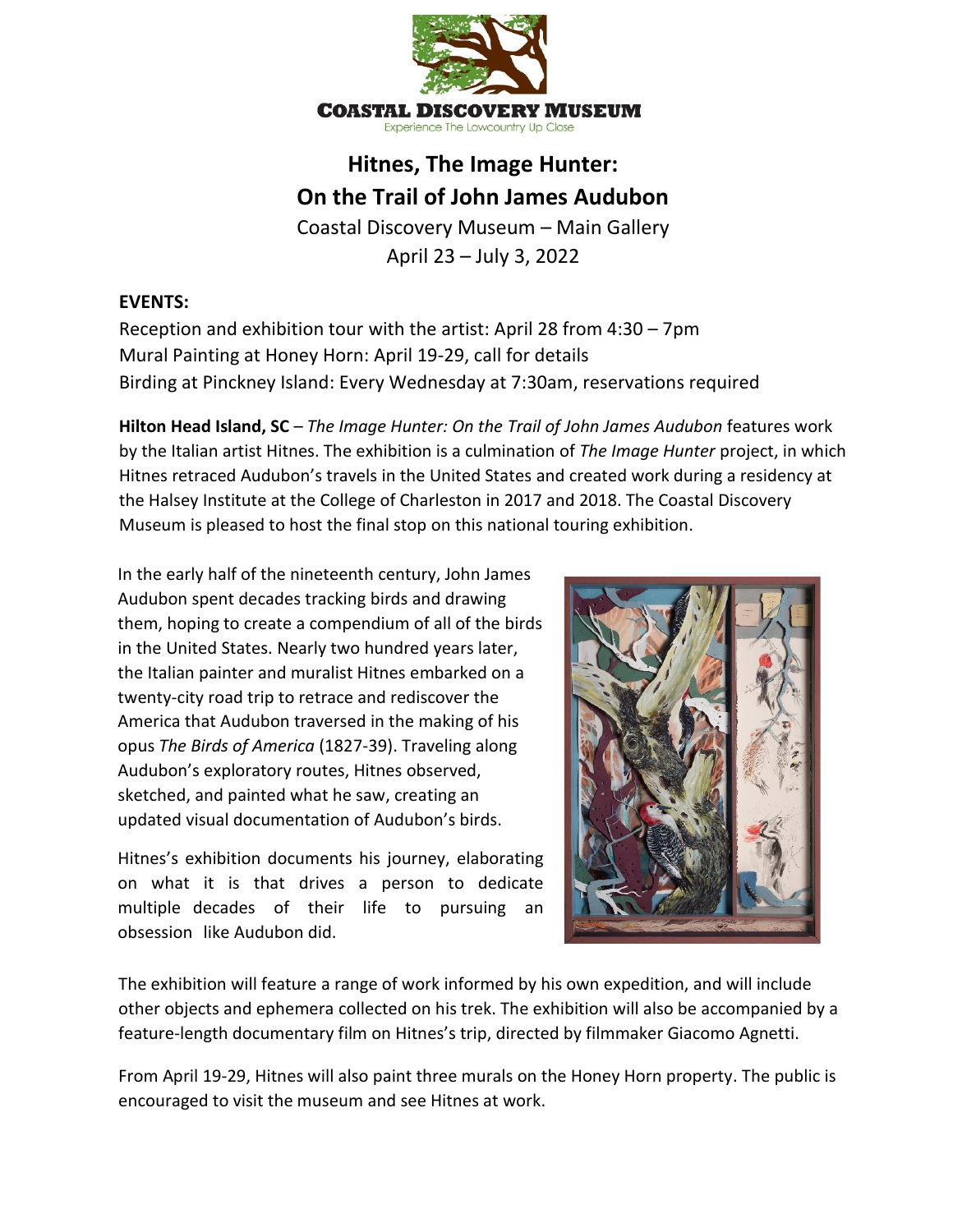**COASTAL DISCOVERY MUSEUM**

Experience The Lowcountry Up Close

# Hitnes, The Image Hunter:
# On the Trail of John James Audubon

Coastal Discovery Museum – Main Gallery

April 23 – July 3, 2022

**EVENTS:**

Reception and exhibition tour with the artist: April 28 from 4:30 – 7pm

Mural Painting at Honey Horn: April 19-29, call for details

Birding at Pinckney Island: Every Wednesday at 7:30am, reservations required

**Hilton Head Island, SC** – *The Image Hunter: On the Trail of John James Audubon* features work by the Italian artist Hitnes. The exhibition is a culmination of *The Image Hunter* project, in which Hitnes retraced Audubon's travels in the United States and created work during a residency at the Halsey Institute at the College of Charleston in 2017 and 2018. The Coastal Discovery Museum is pleased to host the final stop on this national touring exhibition.

In the early half of the nineteenth century, John James Audubon spent decades tracking birds and drawing them, hoping to create a compendium of all of the birds in the United States. Nearly two hundred years later, the Italian painter and muralist Hitnes embarked on a twenty-city road trip to retrace and rediscover the America that Audubon traversed in the making of his opus *The Birds of America* (1827-39). Traveling along Audubon's exploratory routes, Hitnes observed, sketched, and painted what he saw, creating an updated visual documentation of Audubon's birds.

Hitnes's exhibition documents his journey, elaborating on what it is that drives a person to dedicate multiple decades of their life to pursuing an obsession like Audubon did.

The exhibition will feature a range of work informed by his own expedition, and will include other objects and ephemera collected on his trek. The exhibition will also be accompanied by a feature-length documentary film on Hitnes's trip, directed by filmmaker Giacomo Agnetti.

From April 19-29, Hitnes will also paint three murals on the Honey Horn property. The public is encouraged to visit the museum and see Hitnes at work.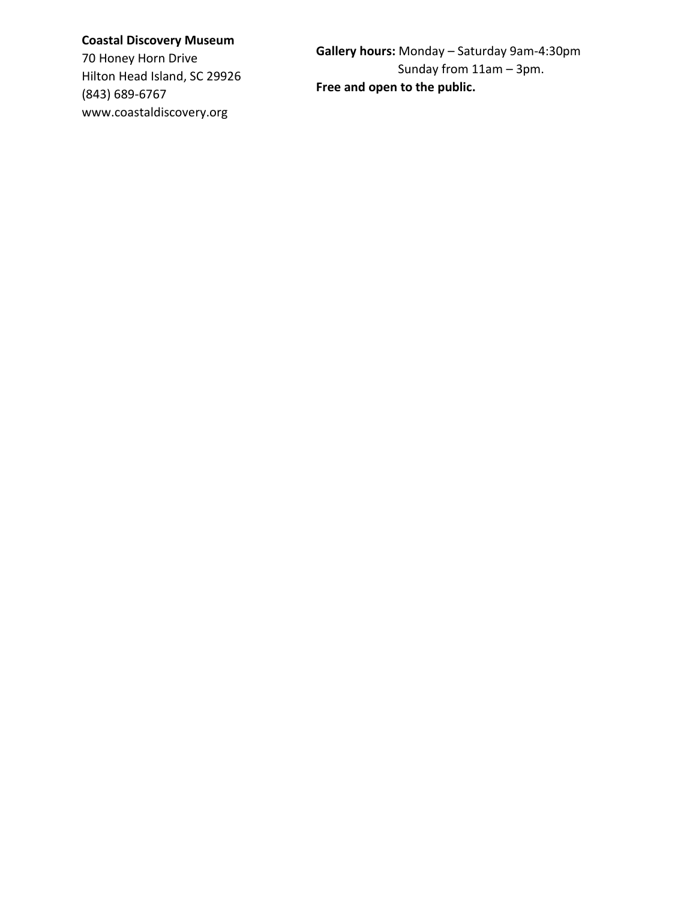**Coastal Discovery Museum**
70 Honey Horn Drive
Hilton Head Island, SC 29926
(843) 689-6767
www.coastaldiscovery.org

**Gallery hours:** Monday – Saturday 9am-4:30pm
Sunday from 11am – 3pm.
**Free and open to the public.**